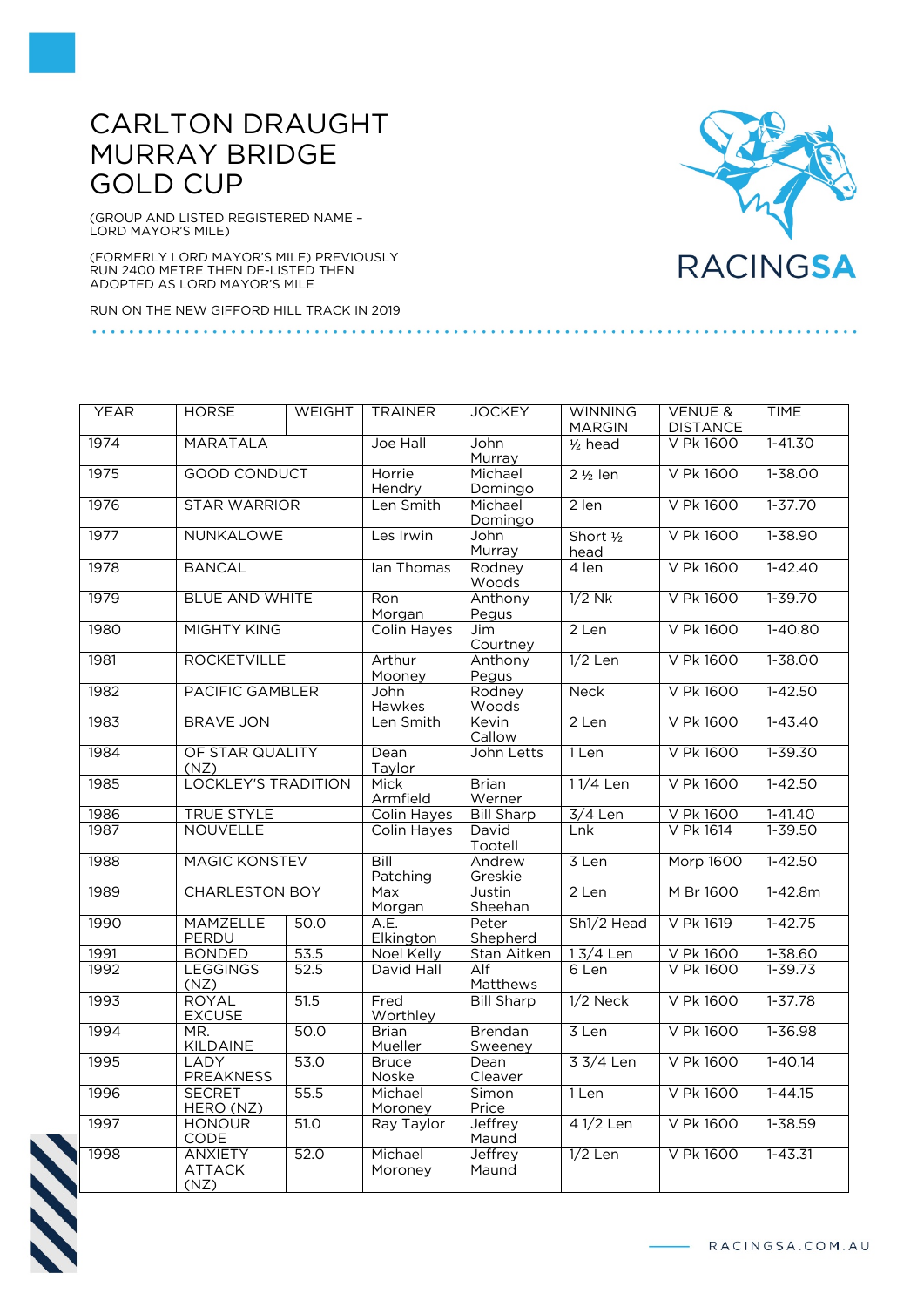# CARLTON DRAUGHT MURRAY BRIDGE GOLD CUP

(GROUP AND LISTED REGISTERED NAME – LORD MAYOR'S MILE)

(FORMERLY LORD MAYOR'S MILE) PREVIOUSLY RUN 2400 METRE THEN DE-LISTED THEN ADOPTED AS LORD MAYOR'S MILE

RUN ON THE NEW GIFFORD HILL TRACK IN 2019

| YEAR | HORSE | WEIGHT | TRAINER | JOCKEY | WINNING MARGIN | VENUE & DISTANCE | TIME |
|---|---|---|---|---|---|---|---|
| 1974 | MARATALA | | Joe Hall | John Murray | ½ head | V Pk 1600 | 1-41.30 |
| 1975 | GOOD CONDUCT | | Horrie Hendry | Michael Domingo | 2 ½ len | V Pk 1600 | 1-38.00 |
| 1976 | STAR WARRIOR | | Len Smith | Michael Domingo | 2 len | V Pk 1600 | 1-37.70 |
| 1977 | NUNKALOWE | | Les Irwin | John Murray | Short ½ head | V Pk 1600 | 1-38.90 |
| 1978 | BANCAL | | Ian Thomas | Rodney Woods | 4 len | V Pk 1600 | 1-42.40 |
| 1979 | BLUE AND WHITE | | Ron Morgan | Anthony Pegus | 1/2 Nk | V Pk 1600 | 1-39.70 |
| 1980 | MIGHTY KING | | Colin Hayes | Jim Courtney | 2 Len | V Pk 1600 | 1-40.80 |
| 1981 | ROCKETVILLE | | Arthur Mooney | Anthony Pegus | 1/2 Len | V Pk 1600 | 1-38.00 |
| 1982 | PACIFIC GAMBLER | | John Hawkes | Rodney Woods | Neck | V Pk 1600 | 1-42.50 |
| 1983 | BRAVE JON | | Len Smith | Kevin Callow | 2 Len | V Pk 1600 | 1-43.40 |
| 1984 | OF STAR QUALITY (NZ) | | Dean Taylor | John Letts | 1 Len | V Pk 1600 | 1-39.30 |
| 1985 | LOCKLEY'S TRADITION | | Mick Armfield | Brian Werner | 1 1/4 Len | V Pk 1600 | 1-42.50 |
| 1986 | TRUE STYLE | | Colin Hayes | Bill Sharp | 3/4 Len | V Pk 1600 | 1-41.40 |
| 1987 | NOUVELLE | | Colin Hayes | David Tootell | Lnk | V Pk 1614 | 1-39.50 |
| 1988 | MAGIC KONSTEV | | Bill Patching | Andrew Greskie | 3 Len | Morp 1600 | 1-42.50 |
| 1989 | CHARLESTON BOY | | Max Morgan | Justin Sheehan | 2 Len | M Br 1600 | 1-42.8m |
| 1990 | MAMZELLE PERDU | 50.0 | A.E. Elkington | Peter Shepherd | Sh1/2 Head | V Pk 1619 | 1-42.75 |
| 1991 | BONDED | 53.5 | Noel Kelly | Stan Aitken | 1 3/4 Len | V Pk 1600 | 1-38.60 |
| 1992 | LEGGINGS (NZ) | 52.5 | David Hall | Alf Matthews | 6 Len | V Pk 1600 | 1-39.73 |
| 1993 | ROYAL EXCUSE | 51.5 | Fred Worthley | Bill Sharp | 1/2 Neck | V Pk 1600 | 1-37.78 |
| 1994 | MR. KILDAINE | 50.0 | Brian Mueller | Brendan Sweeney | 3 Len | V Pk 1600 | 1-36.98 |
| 1995 | LADY PREAKNESS | 53.0 | Bruce Noske | Dean Cleaver | 3 3/4 Len | V Pk 1600 | 1-40.14 |
| 1996 | SECRET HERO (NZ) | 55.5 | Michael Moroney | Simon Price | 1 Len | V Pk 1600 | 1-44.15 |
| 1997 | HONOUR CODE | 51.0 | Ray Taylor | Jeffrey Maund | 4 1/2 Len | V Pk 1600 | 1-38.59 |
| 1998 | ANXIETY ATTACK (NZ) | 52.0 | Michael Moroney | Jeffrey Maund | 1/2 Len | V Pk 1600 | 1-43.31 |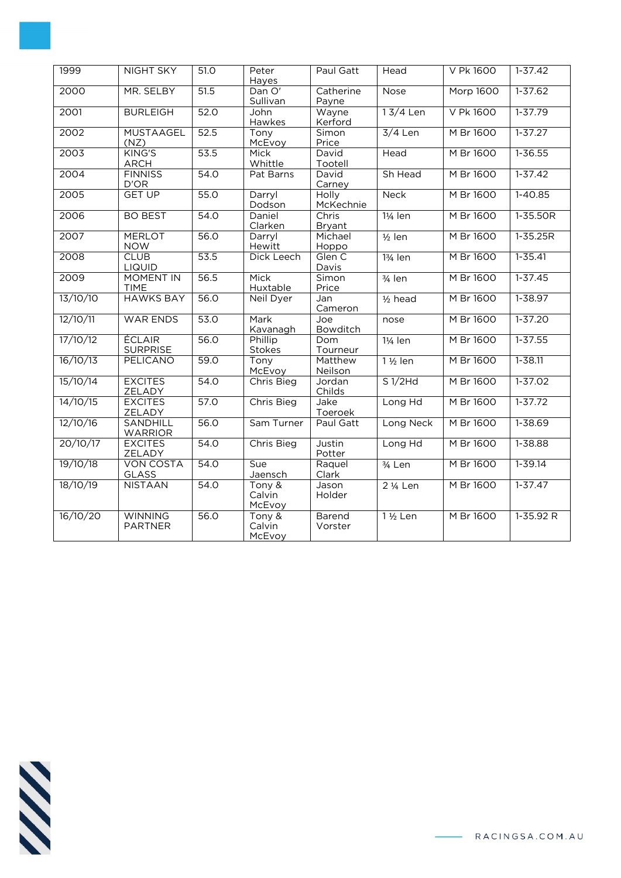| | | | | | | | |
|---|---|---|---|---|---|---|---|
| 1999 | NIGHT SKY | 51.0 | Peter Hayes | Paul Gatt | Head | V Pk 1600 | 1-37.42 |
| 2000 | MR. SELBY | 51.5 | Dan O' Sullivan | Catherine Payne | Nose | Morp 1600 | 1-37.62 |
| 2001 | BURLEIGH | 52.0 | John Hawkes | Wayne Kerford | 1 3/4 Len | V Pk 1600 | 1-37.79 |
| 2002 | MUSTAAGEL (NZ) | 52.5 | Tony McEvoy | Simon Price | 3/4 Len | M Br 1600 | 1-37.27 |
| 2003 | KING'S ARCH | 53.5 | Mick Whittle | David Tootell | Head | M Br 1600 | 1-36.55 |
| 2004 | FINNISS D'OR | 54.0 | Pat Barns | David Carney | Sh Head | M Br 1600 | 1-37.42 |
| 2005 | GET UP | 55.0 | Darryl Dodson | Holly McKechnie | Neck | M Br 1600 | 1-40.85 |
| 2006 | BO BEST | 54.0 | Daniel Clarken | Chris Bryant | 1¼ len | M Br 1600 | 1-35.50R |
| 2007 | MERLOT NOW | 56.0 | Darryl Hewitt | Michael Hoppo | ½ len | M Br 1600 | 1-35.25R |
| 2008 | CLUB LIQUID | 53.5 | Dick Leech | Glen C Davis | 1¾ len | M Br 1600 | 1-35.41 |
| 2009 | MOMENT IN TIME | 56.5 | Mick Huxtable | Simon Price | ¾ len | M Br 1600 | 1-37.45 |
| 13/10/10 | HAWKS BAY | 56.0 | Neil Dyer | Jan Cameron | ½ head | M Br 1600 | 1-38.97 |
| 12/10/11 | WAR ENDS | 53.0 | Mark Kavanagh | Joe Bowditch | nose | M Br 1600 | 1-37.20 |
| 17/10/12 | ÉCLAIR SURPRISE | 56.0 | Phillip Stokes | Dom Tourneur | 1¼ len | M Br 1600 | 1-37.55 |
| 16/10/13 | PELICANO | 59.0 | Tony McEvoy | Matthew Neilson | 1 ½ len | M Br 1600 | 1-38.11 |
| 15/10/14 | EXCITES ZELADY | 54.0 | Chris Bieg | Jordan Childs | S 1/2Hd | M Br 1600 | 1-37.02 |
| 14/10/15 | EXCITES ZELADY | 57.0 | Chris Bieg | Jake Toeroek | Long Hd | M Br 1600 | 1-37.72 |
| 12/10/16 | SANDHILL WARRIOR | 56.0 | Sam Turner | Paul Gatt | Long Neck | M Br 1600 | 1-38.69 |
| 20/10/17 | EXCITES ZELADY | 54.0 | Chris Bieg | Justin Potter | Long Hd | M Br 1600 | 1-38.88 |
| 19/10/18 | VON COSTA GLASS | 54.0 | Sue Jaensch | Raquel Clark | ¾ Len | M Br 1600 | 1-39.14 |
| 18/10/19 | NISTAAN | 54.0 | Tony & Calvin McEvoy | Jason Holder | 2 ¼ Len | M Br 1600 | 1-37.47 |
| 16/10/20 | WINNING PARTNER | 56.0 | Tony & Calvin McEvoy | Barend Vorster | 1 ½ Len | M Br 1600 | 1-35.92 R |